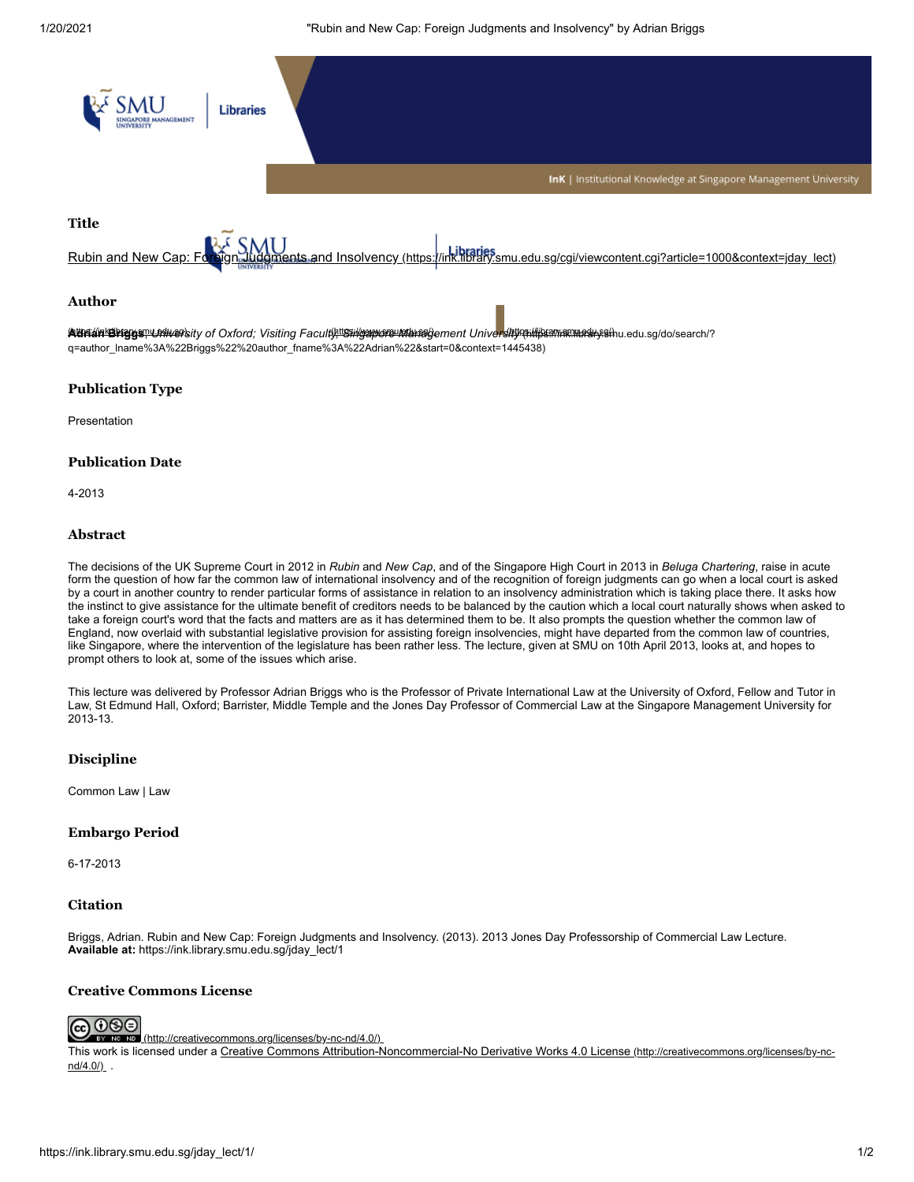### Title

Rubin and New Cap: Foreign Judgments and Insolvency (https://ink.library.smu.edu.sg/cgi/viewcontent.cgi?article=1000&context=jday_lect)

### Author

**Adrian Briggs**, *University of Oxford; Visiting Faculty, Singapore Management University* (https://ink.library.smu.edu.sg/do/search/?q=author_lname%3A%22Briggs%22%20author_fname%3A%22Adrian%22&start=0&context=1445438)

### Publication Type

Presentation

### Publication Date

4-2013

### Abstract

The decisions of the UK Supreme Court in 2012 in *Rubin* and *New Cap*, and of the Singapore High Court in 2013 in *Beluga Chartering*, raise in acute form the question of how far the common law of international insolvency and of the recognition of foreign judgments can go when a local court is asked by a court in another country to render particular forms of assistance in relation to an insolvency administration which is taking place there. It asks how the instinct to give assistance for the ultimate benefit of creditors needs to be balanced by the caution which a local court naturally shows when asked to take a foreign court's word that the facts and matters are as it has determined them to be. It also prompts the question whether the common law of England, now overlaid with substantial legislative provision for assisting foreign insolvencies, might have departed from the common law of countries, like Singapore, where the intervention of the legislature has been rather less. The lecture, given at SMU on 10th April 2013, looks at, and hopes to prompt others to look at, some of the issues which arise.

This lecture was delivered by Professor Adrian Briggs who is the Professor of Private International Law at the University of Oxford, Fellow and Tutor in Law, St Edmund Hall, Oxford; Barrister, Middle Temple and the Jones Day Professor of Commercial Law at the Singapore Management University for 2013-13.

### Discipline

Common Law | Law

### Embargo Period

6-17-2013

### Citation

Briggs, Adrian. Rubin and New Cap: Foreign Judgments and Insolvency. (2013). 2013 Jones Day Professorship of Commercial Law Lecture.
**Available at:** https://ink.library.smu.edu.sg/jday_lect/1

### Creative Commons License

(http://creativecommons.org/licenses/by-nc-nd/4.0/)

This work is licensed under a Creative Commons Attribution-Noncommercial-No Derivative Works 4.0 License (http://creativecommons.org/licenses/by-nc-nd/4.0/) .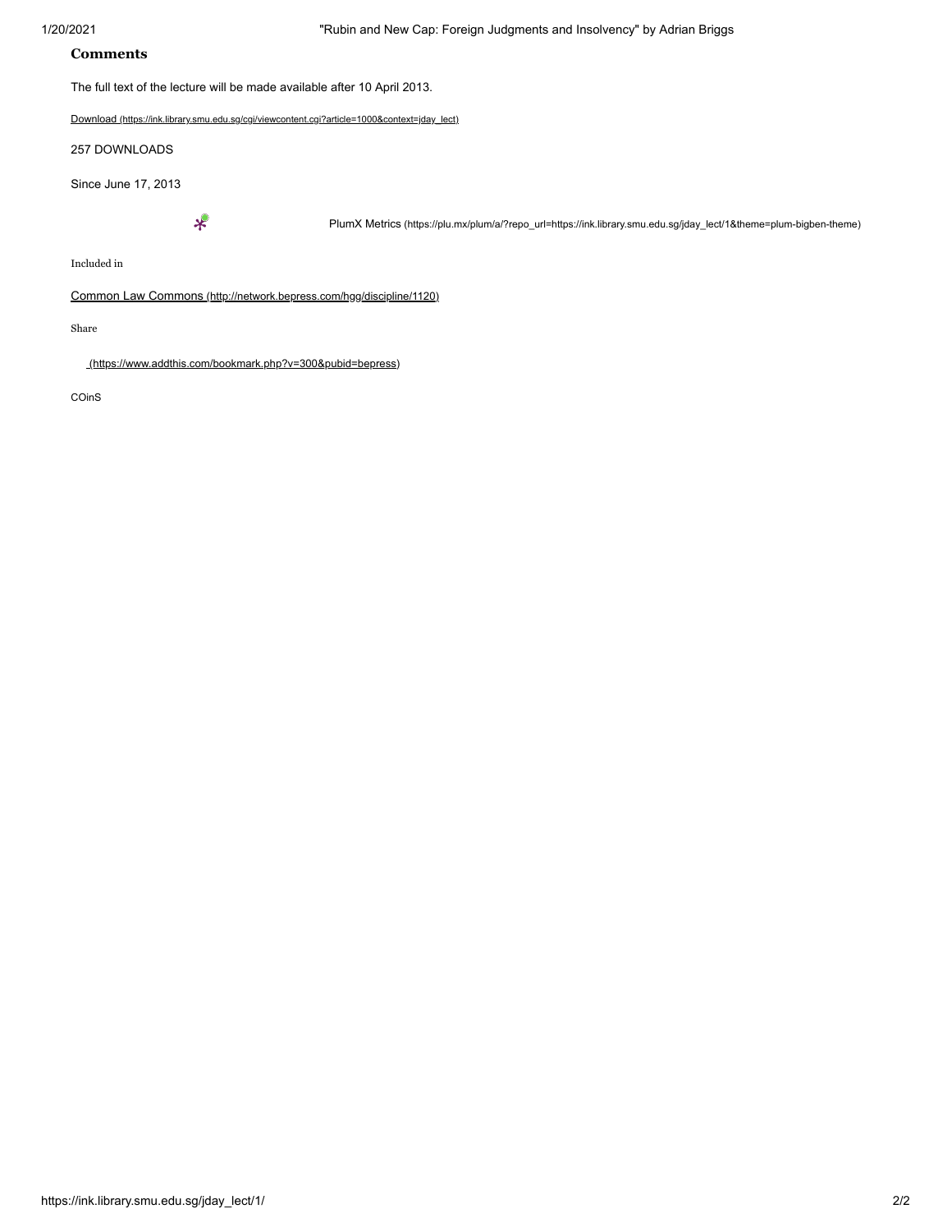### Comments

The full text of the lecture will be made available after 10 April 2013.

Download (https://ink.library.smu.edu.sg/cgi/viewcontent.cgi?article=1000&context=jday_lect)

257 DOWNLOADS

Since June 17, 2013

PlumX Metrics (https://plu.mx/plum/a/?repo_url=https://ink.library.smu.edu.sg/jday_lect/1&theme=plum-bigben-theme)

Included in

Common Law Commons (http://network.bepress.com/hgg/discipline/1120)

Share

(https://www.addthis.com/bookmark.php?v=300&pubid=bepress)

COinS